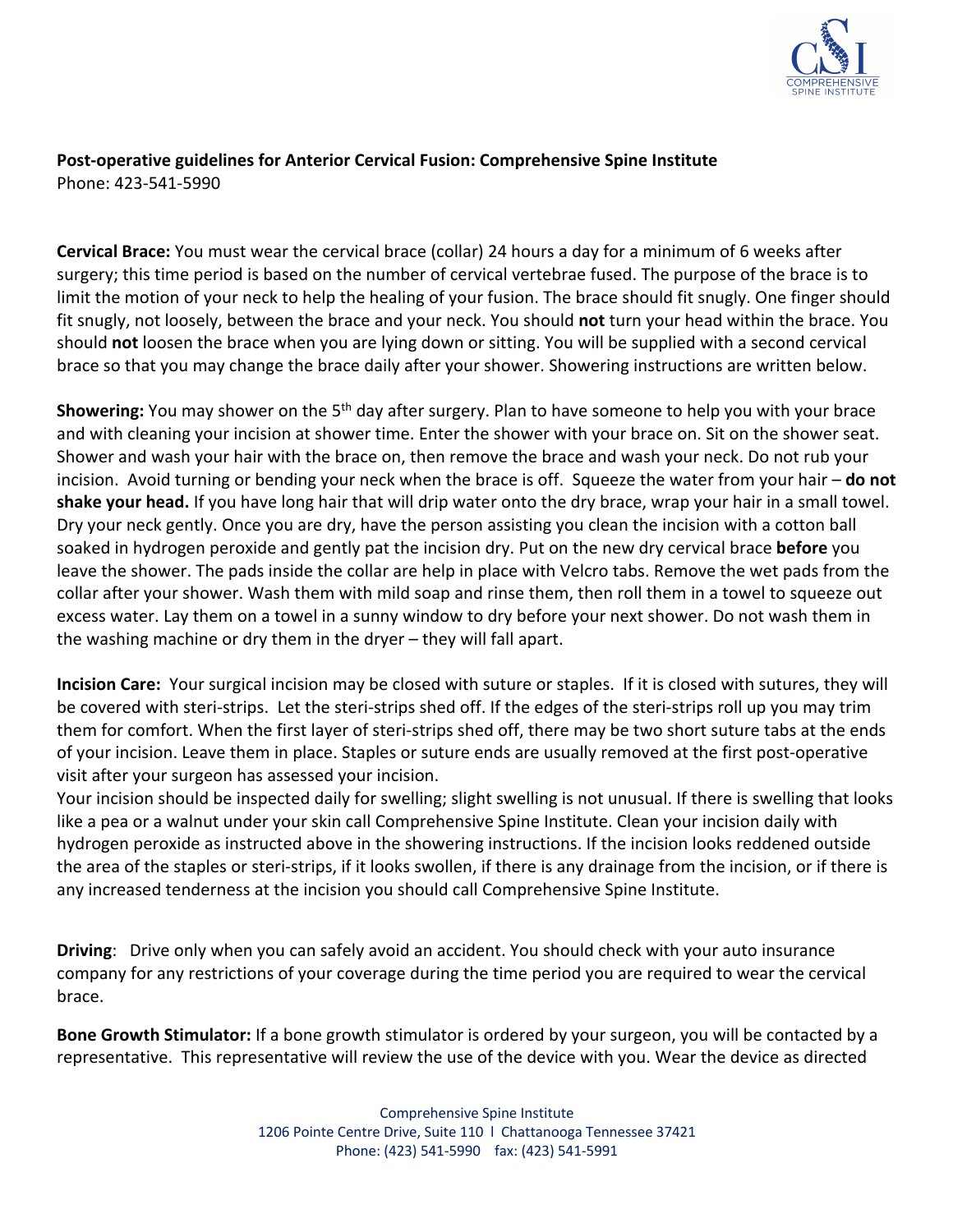**Post-operative guidelines for Anterior Cervical Fusion: Comprehensive Spine Institute**
Phone: 423-541-5990

**Cervical Brace:** You must wear the cervical brace (collar) 24 hours a day for a minimum of 6 weeks after surgery; this time period is based on the number of cervical vertebrae fused. The purpose of the brace is to limit the motion of your neck to help the healing of your fusion. The brace should fit snugly. One finger should fit snugly, not loosely, between the brace and your neck. You should **not** turn your head within the brace. You should **not** loosen the brace when you are lying down or sitting. You will be supplied with a second cervical brace so that you may change the brace daily after your shower. Showering instructions are written below.

**Showering:** You may shower on the 5th day after surgery. Plan to have someone to help you with your brace and with cleaning your incision at shower time. Enter the shower with your brace on. Sit on the shower seat. Shower and wash your hair with the brace on, then remove the brace and wash your neck. Do not rub your incision. Avoid turning or bending your neck when the brace is off. Squeeze the water from your hair – **do not shake your head.** If you have long hair that will drip water onto the dry brace, wrap your hair in a small towel. Dry your neck gently. Once you are dry, have the person assisting you clean the incision with a cotton ball soaked in hydrogen peroxide and gently pat the incision dry. Put on the new dry cervical brace **before** you leave the shower. The pads inside the collar are help in place with Velcro tabs. Remove the wet pads from the collar after your shower. Wash them with mild soap and rinse them, then roll them in a towel to squeeze out excess water. Lay them on a towel in a sunny window to dry before your next shower. Do not wash them in the washing machine or dry them in the dryer – they will fall apart.

**Incision Care:** Your surgical incision may be closed with suture or staples. If it is closed with sutures, they will be covered with steri-strips. Let the steri-strips shed off. If the edges of the steri-strips roll up you may trim them for comfort. When the first layer of steri-strips shed off, there may be two short suture tabs at the ends of your incision. Leave them in place. Staples or suture ends are usually removed at the first post-operative visit after your surgeon has assessed your incision.

Your incision should be inspected daily for swelling; slight swelling is not unusual. If there is swelling that looks like a pea or a walnut under your skin call Comprehensive Spine Institute. Clean your incision daily with hydrogen peroxide as instructed above in the showering instructions. If the incision looks reddened outside the area of the staples or steri-strips, if it looks swollen, if there is any drainage from the incision, or if there is any increased tenderness at the incision you should call Comprehensive Spine Institute.

**Driving**: Drive only when you can safely avoid an accident. You should check with your auto insurance company for any restrictions of your coverage during the time period you are required to wear the cervical brace.

**Bone Growth Stimulator:** If a bone growth stimulator is ordered by your surgeon, you will be contacted by a representative. This representative will review the use of the device with you. Wear the device as directed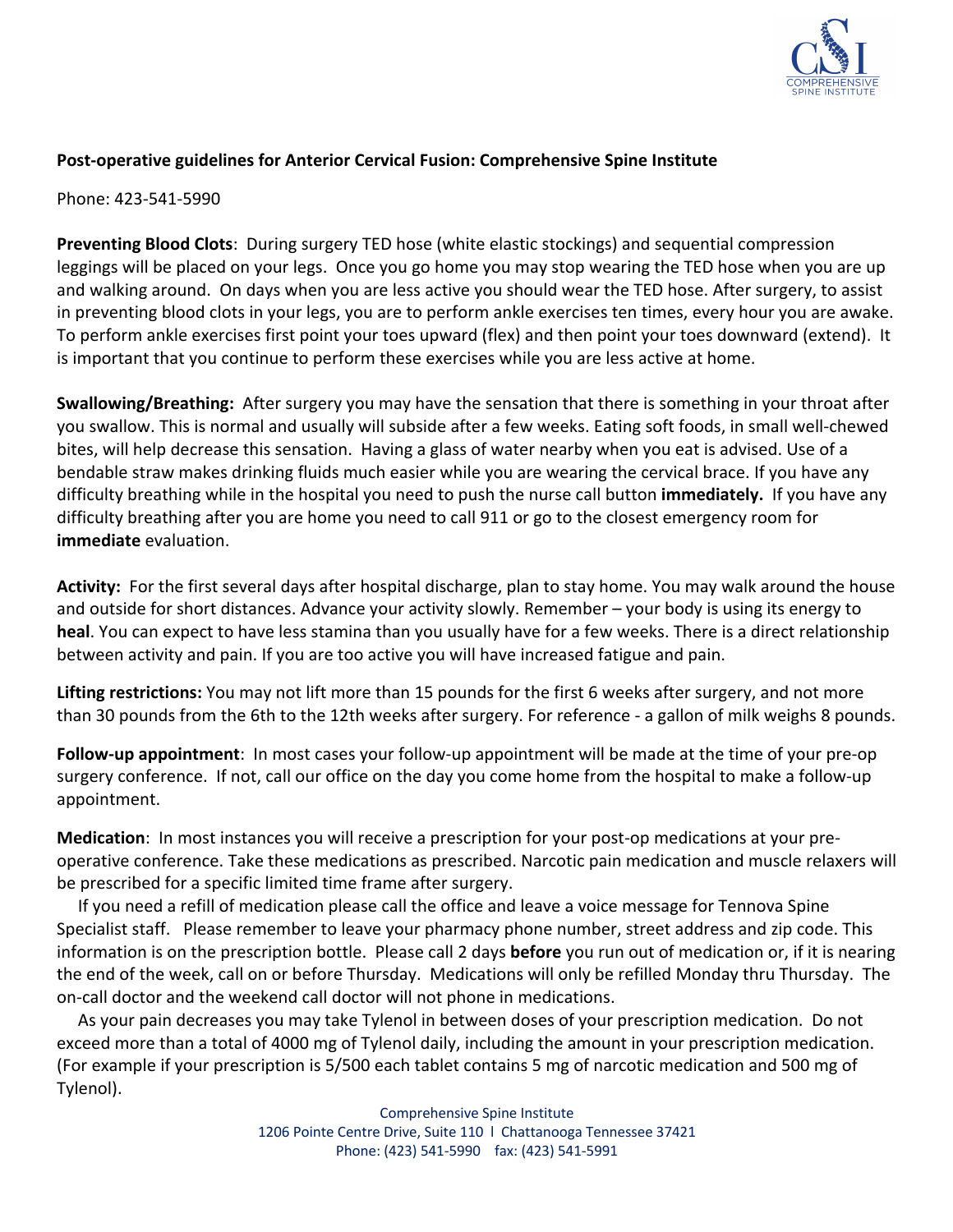**Post-operative guidelines for Anterior Cervical Fusion: Comprehensive Spine Institute**

Phone: 423-541-5990

**Preventing Blood Clots**: During surgery TED hose (white elastic stockings) and sequential compression leggings will be placed on your legs. Once you go home you may stop wearing the TED hose when you are up and walking around. On days when you are less active you should wear the TED hose. After surgery, to assist in preventing blood clots in your legs, you are to perform ankle exercises ten times, every hour you are awake. To perform ankle exercises first point your toes upward (flex) and then point your toes downward (extend). It is important that you continue to perform these exercises while you are less active at home.

**Swallowing/Breathing:** After surgery you may have the sensation that there is something in your throat after you swallow. This is normal and usually will subside after a few weeks. Eating soft foods, in small well-chewed bites, will help decrease this sensation. Having a glass of water nearby when you eat is advised. Use of a bendable straw makes drinking fluids much easier while you are wearing the cervical brace. If you have any difficulty breathing while in the hospital you need to push the nurse call button **immediately.** If you have any difficulty breathing after you are home you need to call 911 or go to the closest emergency room for **immediate** evaluation.

**Activity:** For the first several days after hospital discharge, plan to stay home. You may walk around the house and outside for short distances. Advance your activity slowly. Remember – your body is using its energy to **heal**. You can expect to have less stamina than you usually have for a few weeks. There is a direct relationship between activity and pain. If you are too active you will have increased fatigue and pain.

**Lifting restrictions:** You may not lift more than 15 pounds for the first 6 weeks after surgery, and not more than 30 pounds from the 6th to the 12th weeks after surgery. For reference - a gallon of milk weighs 8 pounds.

**Follow-up appointment**: In most cases your follow-up appointment will be made at the time of your pre-op surgery conference. If not, call our office on the day you come home from the hospital to make a follow-up appointment.

**Medication**: In most instances you will receive a prescription for your post-op medications at your pre-operative conference. Take these medications as prescribed. Narcotic pain medication and muscle relaxers will be prescribed for a specific limited time frame after surgery.

If you need a refill of medication please call the office and leave a voice message for Tennova Spine Specialist staff. Please remember to leave your pharmacy phone number, street address and zip code. This information is on the prescription bottle. Please call 2 days **before** you run out of medication or, if it is nearing the end of the week, call on or before Thursday. Medications will only be refilled Monday thru Thursday. The on-call doctor and the weekend call doctor will not phone in medications.

As your pain decreases you may take Tylenol in between doses of your prescription medication. Do not exceed more than a total of 4000 mg of Tylenol daily, including the amount in your prescription medication. (For example if your prescription is 5/500 each tablet contains 5 mg of narcotic medication and 500 mg of Tylenol).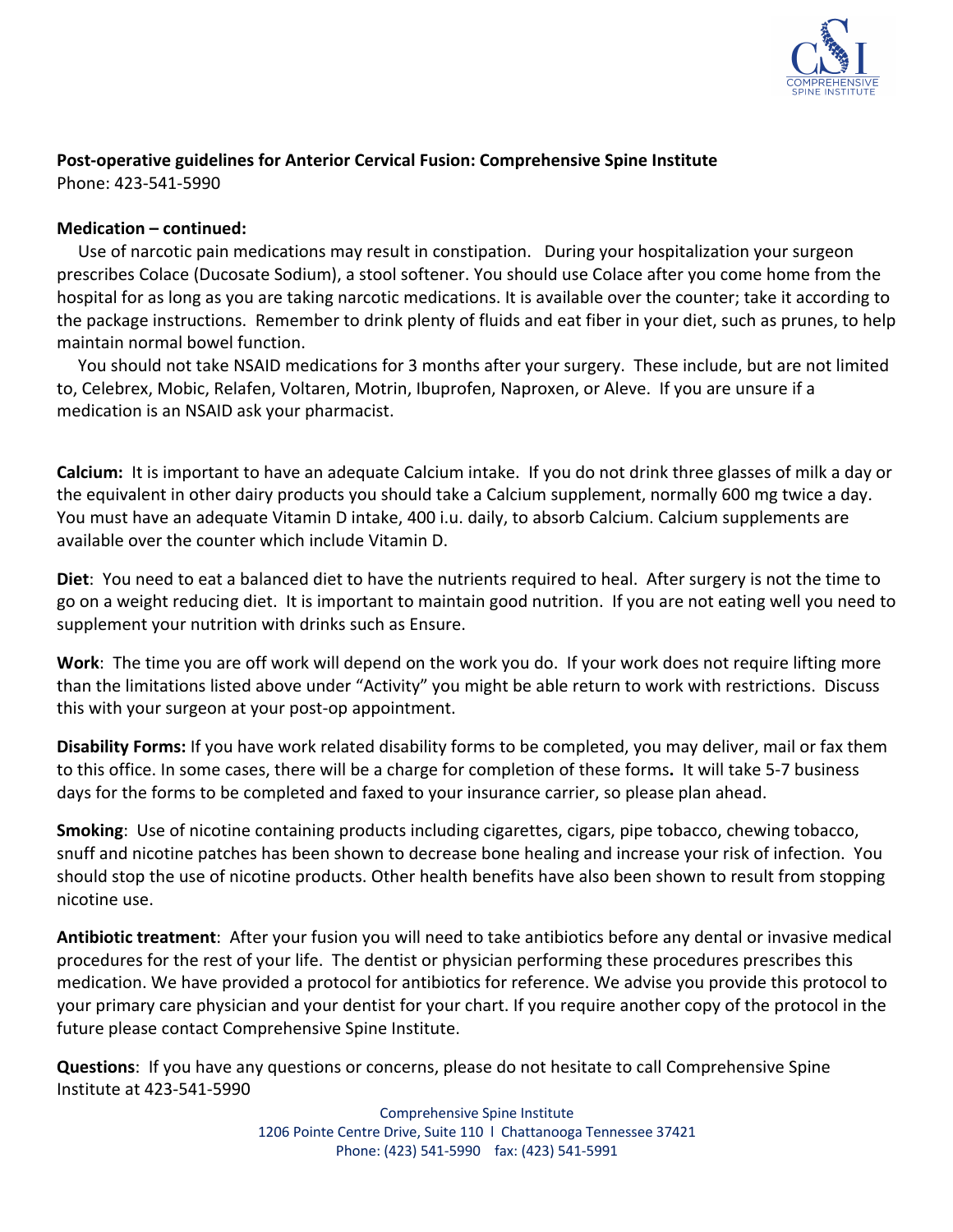**Post-operative guidelines for Anterior Cervical Fusion: Comprehensive Spine Institute**
Phone: 423-541-5990

**Medication – continued:**

Use of narcotic pain medications may result in constipation. During your hospitalization your surgeon prescribes Colace (Ducosate Sodium), a stool softener. You should use Colace after you come home from the hospital for as long as you are taking narcotic medications. It is available over the counter; take it according to the package instructions. Remember to drink plenty of fluids and eat fiber in your diet, such as prunes, to help maintain normal bowel function.

You should not take NSAID medications for 3 months after your surgery. These include, but are not limited to, Celebrex, Mobic, Relafen, Voltaren, Motrin, Ibuprofen, Naproxen, or Aleve. If you are unsure if a medication is an NSAID ask your pharmacist.

**Calcium:** It is important to have an adequate Calcium intake. If you do not drink three glasses of milk a day or the equivalent in other dairy products you should take a Calcium supplement, normally 600 mg twice a day. You must have an adequate Vitamin D intake, 400 i.u. daily, to absorb Calcium. Calcium supplements are available over the counter which include Vitamin D.

**Diet**: You need to eat a balanced diet to have the nutrients required to heal. After surgery is not the time to go on a weight reducing diet. It is important to maintain good nutrition. If you are not eating well you need to supplement your nutrition with drinks such as Ensure.

**Work**: The time you are off work will depend on the work you do. If your work does not require lifting more than the limitations listed above under "Activity" you might be able return to work with restrictions. Discuss this with your surgeon at your post-op appointment.

**Disability Forms:** If you have work related disability forms to be completed, you may deliver, mail or fax them to this office. In some cases, there will be a charge for completion of these forms**.** It will take 5-7 business days for the forms to be completed and faxed to your insurance carrier, so please plan ahead.

**Smoking**: Use of nicotine containing products including cigarettes, cigars, pipe tobacco, chewing tobacco, snuff and nicotine patches has been shown to decrease bone healing and increase your risk of infection. You should stop the use of nicotine products. Other health benefits have also been shown to result from stopping nicotine use.

**Antibiotic treatment**: After your fusion you will need to take antibiotics before any dental or invasive medical procedures for the rest of your life. The dentist or physician performing these procedures prescribes this medication. We have provided a protocol for antibiotics for reference. We advise you provide this protocol to your primary care physician and your dentist for your chart. If you require another copy of the protocol in the future please contact Comprehensive Spine Institute.

**Questions**: If you have any questions or concerns, please do not hesitate to call Comprehensive Spine Institute at 423-541-5990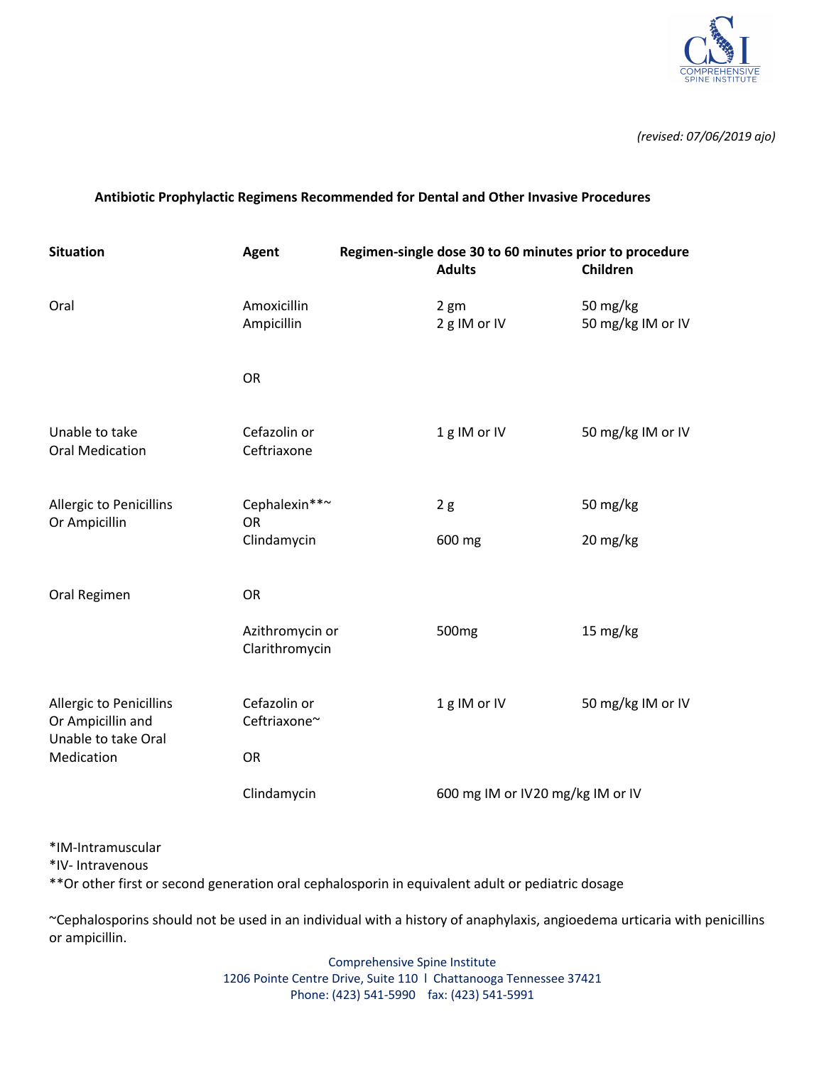*(revised: 07/06/2019 ajo)*

### Antibiotic Prophylactic Regimens Recommended for Dental and Other Invasive Procedures

| Situation | Agent | Regimen-single dose 30 to 60 minutes prior to procedure<br>Adults | <br>Children |
|---|---|---|---|
| Oral | Amoxicillin<br>Ampicillin | 2 gm<br>2 g IM or IV | 50 mg/kg<br>50 mg/kg IM or IV |
| | OR | | |
| Unable to take Oral Medication | Cefazolin or Ceftriaxone | 1 g IM or IV | 50 mg/kg IM or IV |
| Allergic to Penicillins Or Ampicillin | Cephalexin**~<br>OR<br>Clindamycin | 2 g<br><br>600 mg | 50 mg/kg<br><br>20 mg/kg |
| Oral Regimen | OR | | |
| | Azithromycin or Clarithromycin | 500mg | 15 mg/kg |
| Allergic to Penicillins Or Ampicillin and Unable to take Oral Medication | Cefazolin or Ceftriaxone~ | 1 g IM or IV | 50 mg/kg IM or IV |
| | OR | | |
| | Clindamycin | 600 mg IM or IV | 20 mg/kg IM or IV |

*IM-Intramuscular
*IV- Intravenous
**Or other first or second generation oral cephalosporin in equivalent adult or pediatric dosage

~Cephalosporins should not be used in an individual with a history of anaphylaxis, angioedema urticaria with penicillins or ampicillin.

Comprehensive Spine Institute
1206 Pointe Centre Drive, Suite 110 l Chattanooga Tennessee 37421
Phone: (423) 541-5990 fax: (423) 541-5991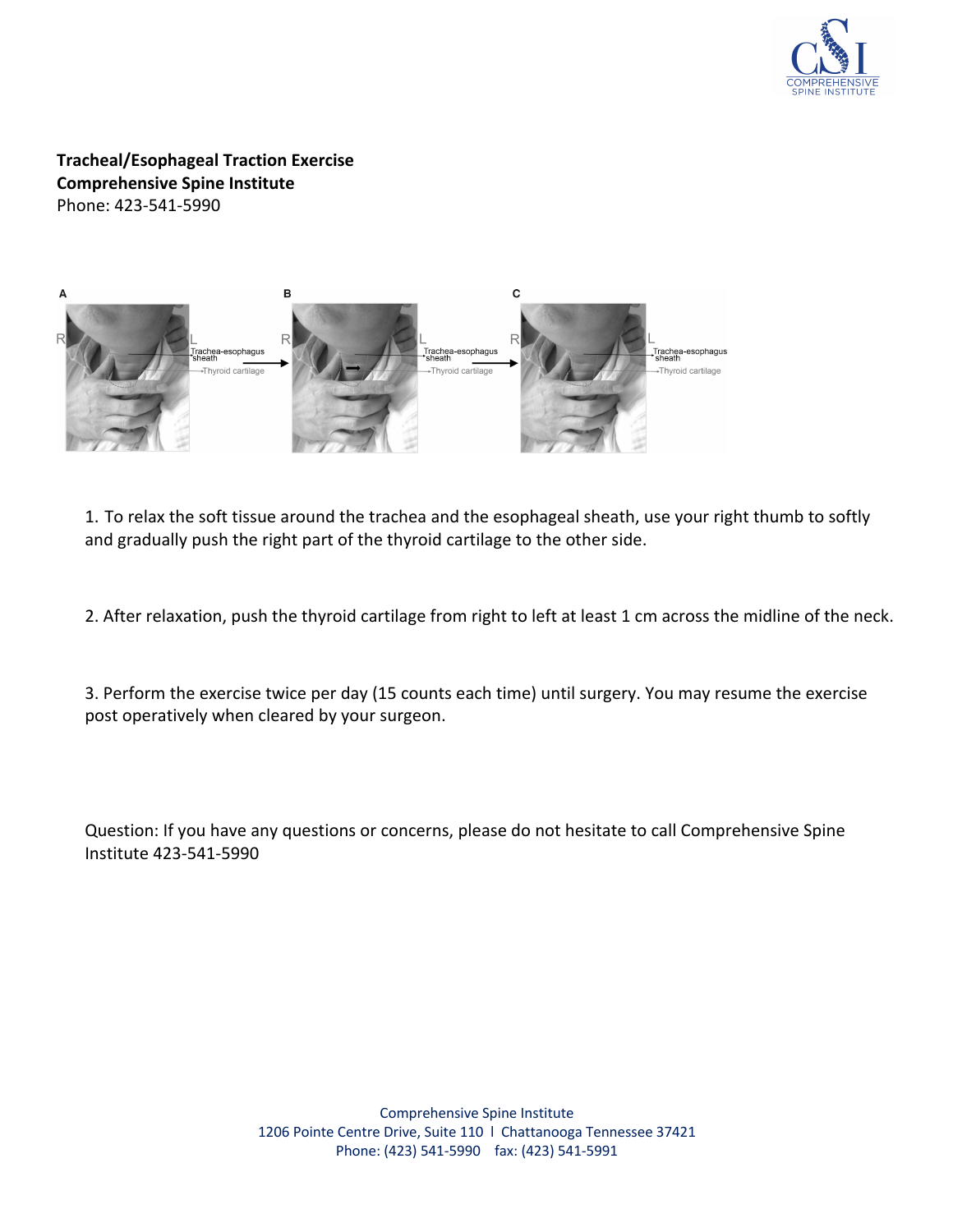**Tracheal/Esophageal Traction Exercise**
**Comprehensive Spine Institute**
Phone: 423-541-5990

1. To relax the soft tissue around the trachea and the esophageal sheath, use your right thumb to softly and gradually push the right part of the thyroid cartilage to the other side.

2. After relaxation, push the thyroid cartilage from right to left at least 1 cm across the midline of the neck.

3. Perform the exercise twice per day (15 counts each time) until surgery. You may resume the exercise post operatively when cleared by your surgeon.

Question: If you have any questions or concerns, please do not hesitate to call Comprehensive Spine Institute 423-541-5990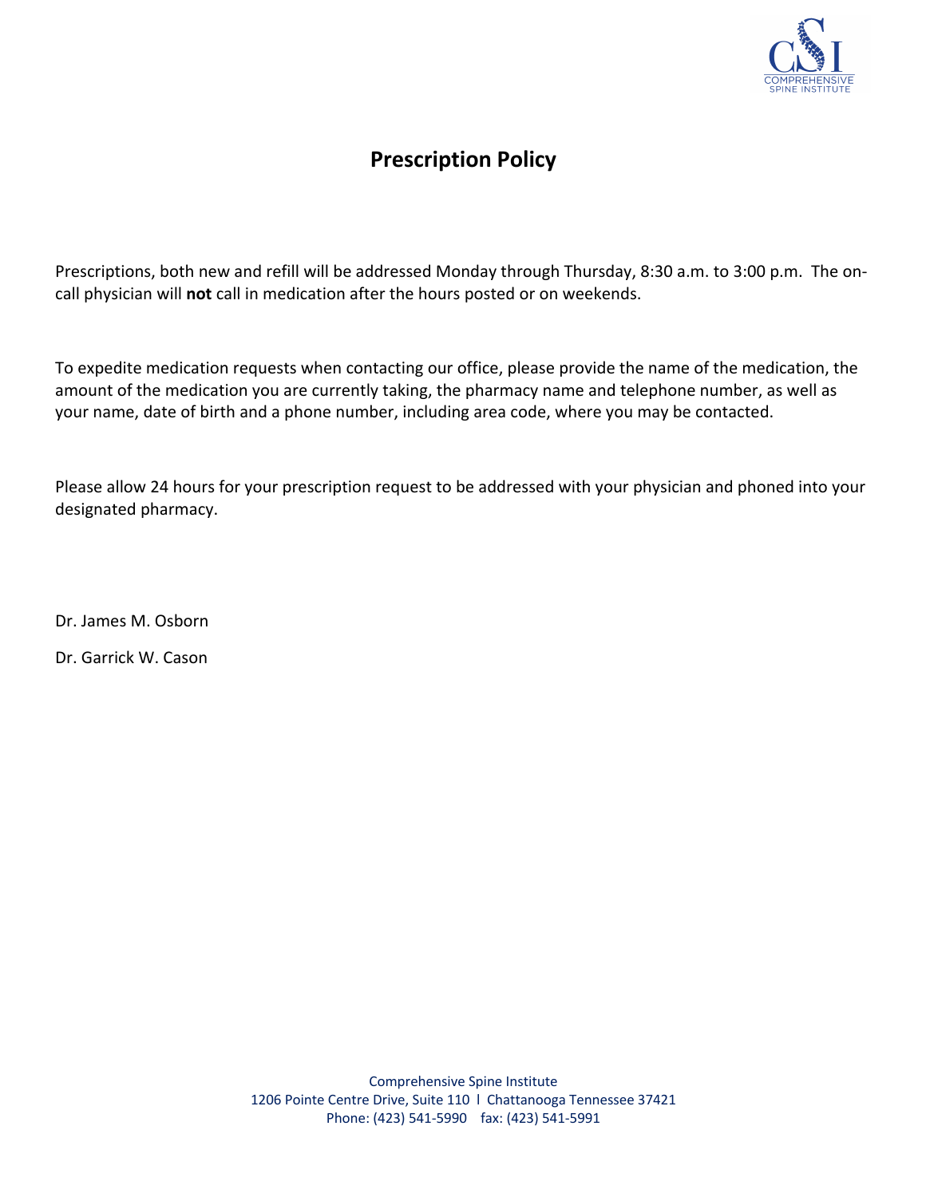# Prescription Policy

Prescriptions, both new and refill will be addressed Monday through Thursday, 8:30 a.m. to 3:00 p.m. The on-call physician will **not** call in medication after the hours posted or on weekends.

To expedite medication requests when contacting our office, please provide the name of the medication, the amount of the medication you are currently taking, the pharmacy name and telephone number, as well as your name, date of birth and a phone number, including area code, where you may be contacted.

Please allow 24 hours for your prescription request to be addressed with your physician and phoned into your designated pharmacy.

Dr. James M. Osborn

Dr. Garrick W. Cason

Comprehensive Spine Institute
1206 Pointe Centre Drive, Suite 110 l Chattanooga Tennessee 37421
Phone: (423) 541-5990 fax: (423) 541-5991